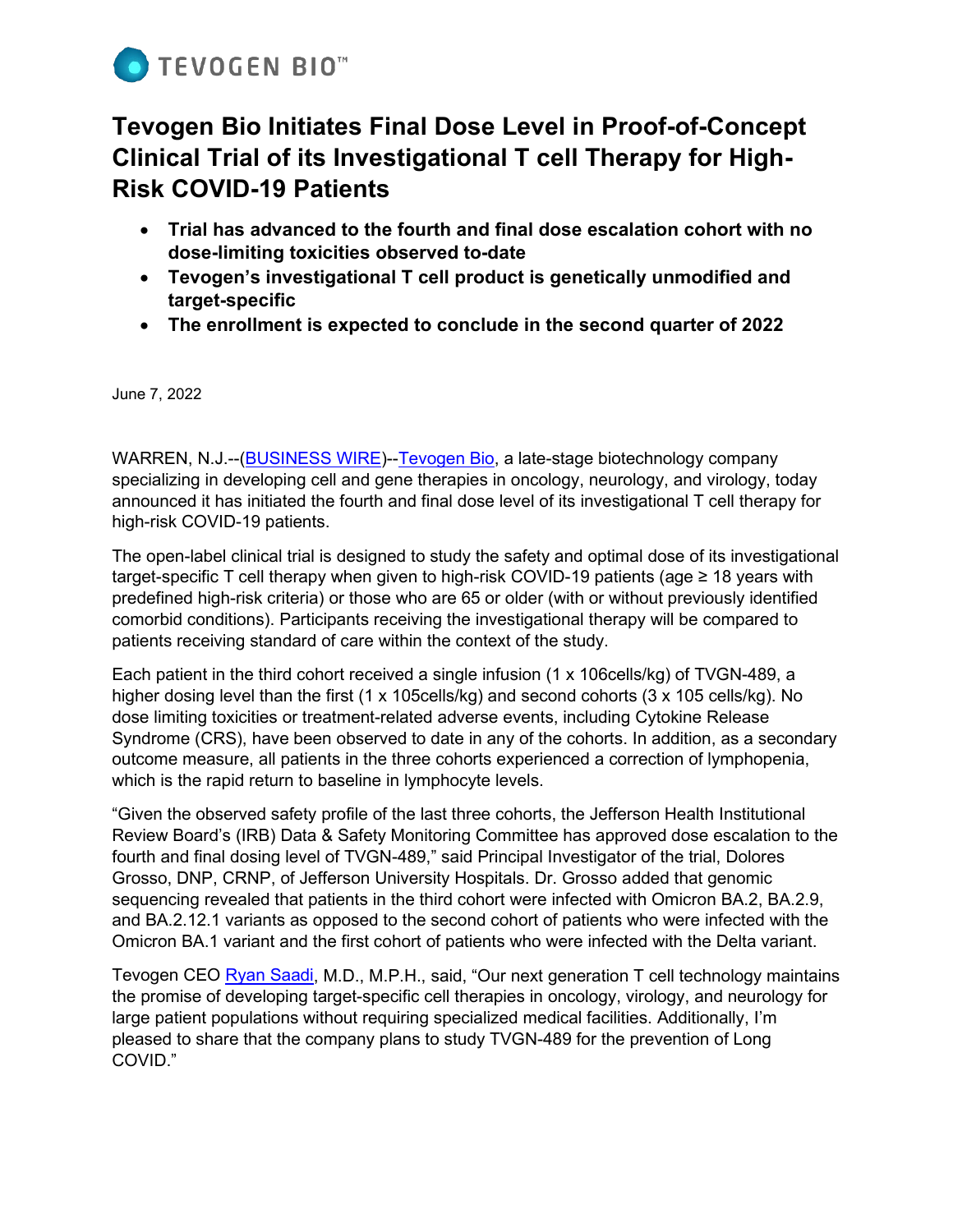TEVOGEN BIO™

# Tevogen Bio Initiates Final Dose Level in Proof-of-Concept Clinical Trial of its Investigational T cell Therapy for High-Risk COVID-19 Patients

- **Trial has advanced to the fourth and final dose escalation cohort with no dose-limiting toxicities observed to-date**
- **Tevogen's investigational T cell product is genetically unmodified and target-specific**
- **The enrollment is expected to conclude in the second quarter of 2022**

June 7, 2022

WARREN, N.J.--(BUSINESS WIRE)--Tevogen Bio, a late-stage biotechnology company specializing in developing cell and gene therapies in oncology, neurology, and virology, today announced it has initiated the fourth and final dose level of its investigational T cell therapy for high-risk COVID-19 patients.

The open-label clinical trial is designed to study the safety and optimal dose of its investigational target-specific T cell therapy when given to high-risk COVID-19 patients (age ≥ 18 years with predefined high-risk criteria) or those who are 65 or older (with or without previously identified comorbid conditions). Participants receiving the investigational therapy will be compared to patients receiving standard of care within the context of the study.

Each patient in the third cohort received a single infusion (1 x 106cells/kg) of TVGN-489, a higher dosing level than the first (1 x 105cells/kg) and second cohorts (3 x 105 cells/kg). No dose limiting toxicities or treatment-related adverse events, including Cytokine Release Syndrome (CRS), have been observed to date in any of the cohorts. In addition, as a secondary outcome measure, all patients in the three cohorts experienced a correction of lymphopenia, which is the rapid return to baseline in lymphocyte levels.

"Given the observed safety profile of the last three cohorts, the Jefferson Health Institutional Review Board's (IRB) Data & Safety Monitoring Committee has approved dose escalation to the fourth and final dosing level of TVGN-489," said Principal Investigator of the trial, Dolores Grosso, DNP, CRNP, of Jefferson University Hospitals. Dr. Grosso added that genomic sequencing revealed that patients in the third cohort were infected with Omicron BA.2, BA.2.9, and BA.2.12.1 variants as opposed to the second cohort of patients who were infected with the Omicron BA.1 variant and the first cohort of patients who were infected with the Delta variant.

Tevogen CEO Ryan Saadi, M.D., M.P.H., said, "Our next generation T cell technology maintains the promise of developing target-specific cell therapies in oncology, virology, and neurology for large patient populations without requiring specialized medical facilities. Additionally, I'm pleased to share that the company plans to study TVGN-489 for the prevention of Long COVID."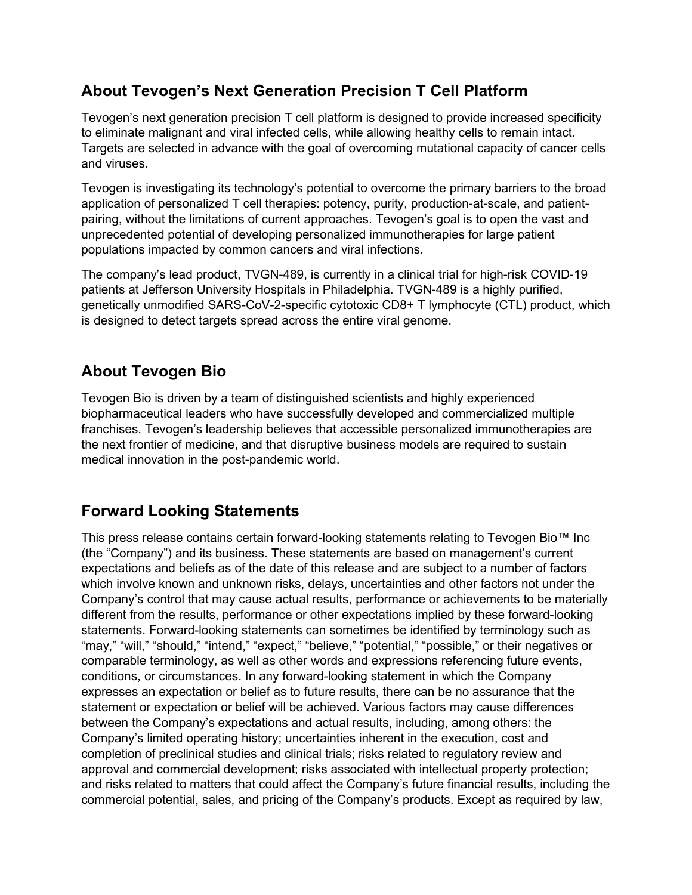## About Tevogen's Next Generation Precision T Cell Platform

Tevogen's next generation precision T cell platform is designed to provide increased specificity to eliminate malignant and viral infected cells, while allowing healthy cells to remain intact. Targets are selected in advance with the goal of overcoming mutational capacity of cancer cells and viruses.

Tevogen is investigating its technology's potential to overcome the primary barriers to the broad application of personalized T cell therapies: potency, purity, production-at-scale, and patient-pairing, without the limitations of current approaches. Tevogen's goal is to open the vast and unprecedented potential of developing personalized immunotherapies for large patient populations impacted by common cancers and viral infections.

The company's lead product, TVGN-489, is currently in a clinical trial for high-risk COVID-19 patients at Jefferson University Hospitals in Philadelphia. TVGN-489 is a highly purified, genetically unmodified SARS-CoV-2-specific cytotoxic CD8+ T lymphocyte (CTL) product, which is designed to detect targets spread across the entire viral genome.

## About Tevogen Bio

Tevogen Bio is driven by a team of distinguished scientists and highly experienced biopharmaceutical leaders who have successfully developed and commercialized multiple franchises. Tevogen's leadership believes that accessible personalized immunotherapies are the next frontier of medicine, and that disruptive business models are required to sustain medical innovation in the post-pandemic world.

## Forward Looking Statements

This press release contains certain forward-looking statements relating to Tevogen Bio™ Inc (the "Company") and its business. These statements are based on management's current expectations and beliefs as of the date of this release and are subject to a number of factors which involve known and unknown risks, delays, uncertainties and other factors not under the Company's control that may cause actual results, performance or achievements to be materially different from the results, performance or other expectations implied by these forward-looking statements. Forward-looking statements can sometimes be identified by terminology such as "may," "will," "should," "intend," "expect," "believe," "potential," "possible," or their negatives or comparable terminology, as well as other words and expressions referencing future events, conditions, or circumstances. In any forward-looking statement in which the Company expresses an expectation or belief as to future results, there can be no assurance that the statement or expectation or belief will be achieved. Various factors may cause differences between the Company's expectations and actual results, including, among others: the Company's limited operating history; uncertainties inherent in the execution, cost and completion of preclinical studies and clinical trials; risks related to regulatory review and approval and commercial development; risks associated with intellectual property protection; and risks related to matters that could affect the Company's future financial results, including the commercial potential, sales, and pricing of the Company's products. Except as required by law,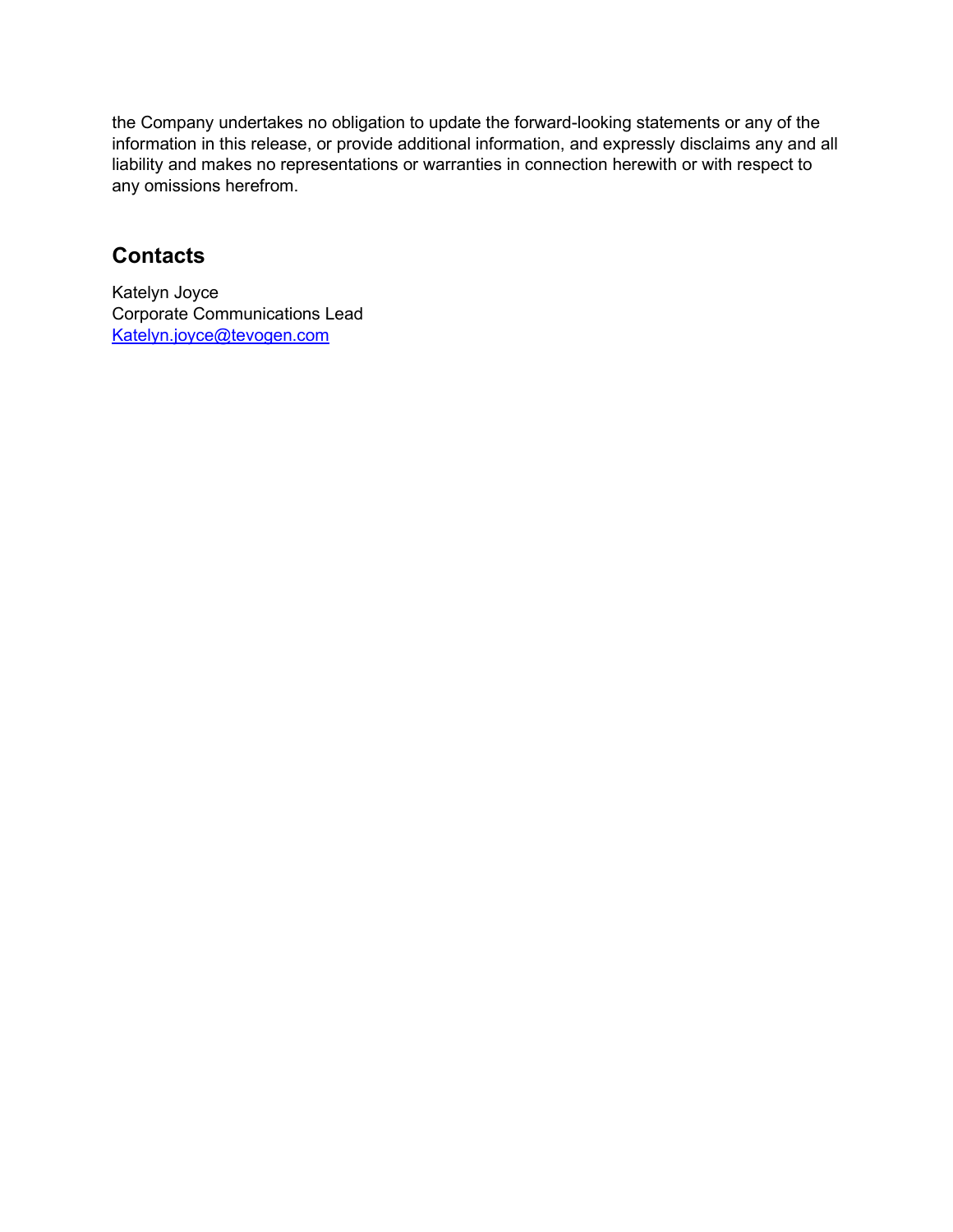the Company undertakes no obligation to update the forward-looking statements or any of the information in this release, or provide additional information, and expressly disclaims any and all liability and makes no representations or warranties in connection herewith or with respect to any omissions herefrom.

## Contacts

Katelyn Joyce
Corporate Communications Lead
[Katelyn.joyce@tevogen.com](mailto:Katelyn.joyce@tevogen.com)